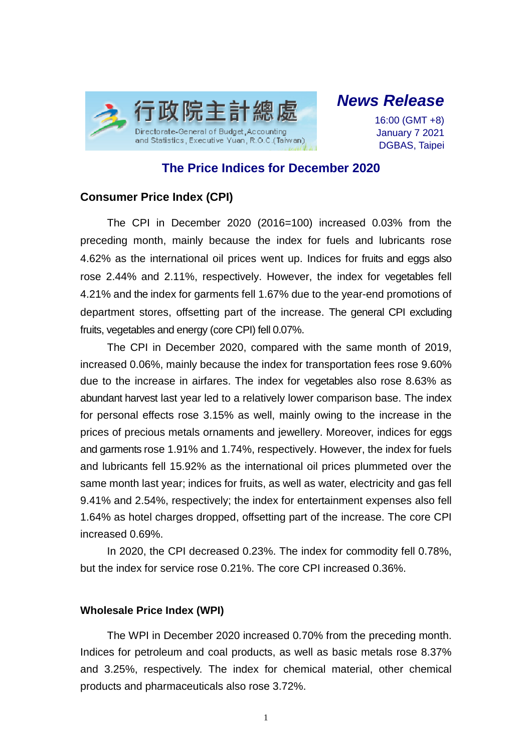行政院主計總處
Directorate-General of Budget, Accounting and Statistics, Executive Yuan, R.O.C. (Taiwan)

***News Release***

16:00 (GMT +8)
January 7 2021
DGBAS, Taipei

# The Price Indices for December 2020

## Consumer Price Index (CPI)

The CPI in December 2020 (2016=100) increased 0.03% from the preceding month, mainly because the index for fuels and lubricants rose 4.62% as the international oil prices went up. Indices for fruits and eggs also rose 2.44% and 2.11%, respectively. However, the index for vegetables fell 4.21% and the index for garments fell 1.67% due to the year-end promotions of department stores, offsetting part of the increase. The general CPI excluding fruits, vegetables and energy (core CPI) fell 0.07%.

The CPI in December 2020, compared with the same month of 2019, increased 0.06%, mainly because the index for transportation fees rose 9.60% due to the increase in airfares. The index for vegetables also rose 8.63% as abundant harvest last year led to a relatively lower comparison base. The index for personal effects rose 3.15% as well, mainly owing to the increase in the prices of precious metals ornaments and jewellery. Moreover, indices for eggs and garments rose 1.91% and 1.74%, respectively. However, the index for fuels and lubricants fell 15.92% as the international oil prices plummeted over the same month last year; indices for fruits, as well as water, electricity and gas fell 9.41% and 2.54%, respectively; the index for entertainment expenses also fell 1.64% as hotel charges dropped, offsetting part of the increase. The core CPI increased 0.69%.

In 2020, the CPI decreased 0.23%. The index for commodity fell 0.78%, but the index for service rose 0.21%. The core CPI increased 0.36%.

## Wholesale Price Index (WPI)

The WPI in December 2020 increased 0.70% from the preceding month. Indices for petroleum and coal products, as well as basic metals rose 8.37% and 3.25%, respectively. The index for chemical material, other chemical products and pharmaceuticals also rose 3.72%.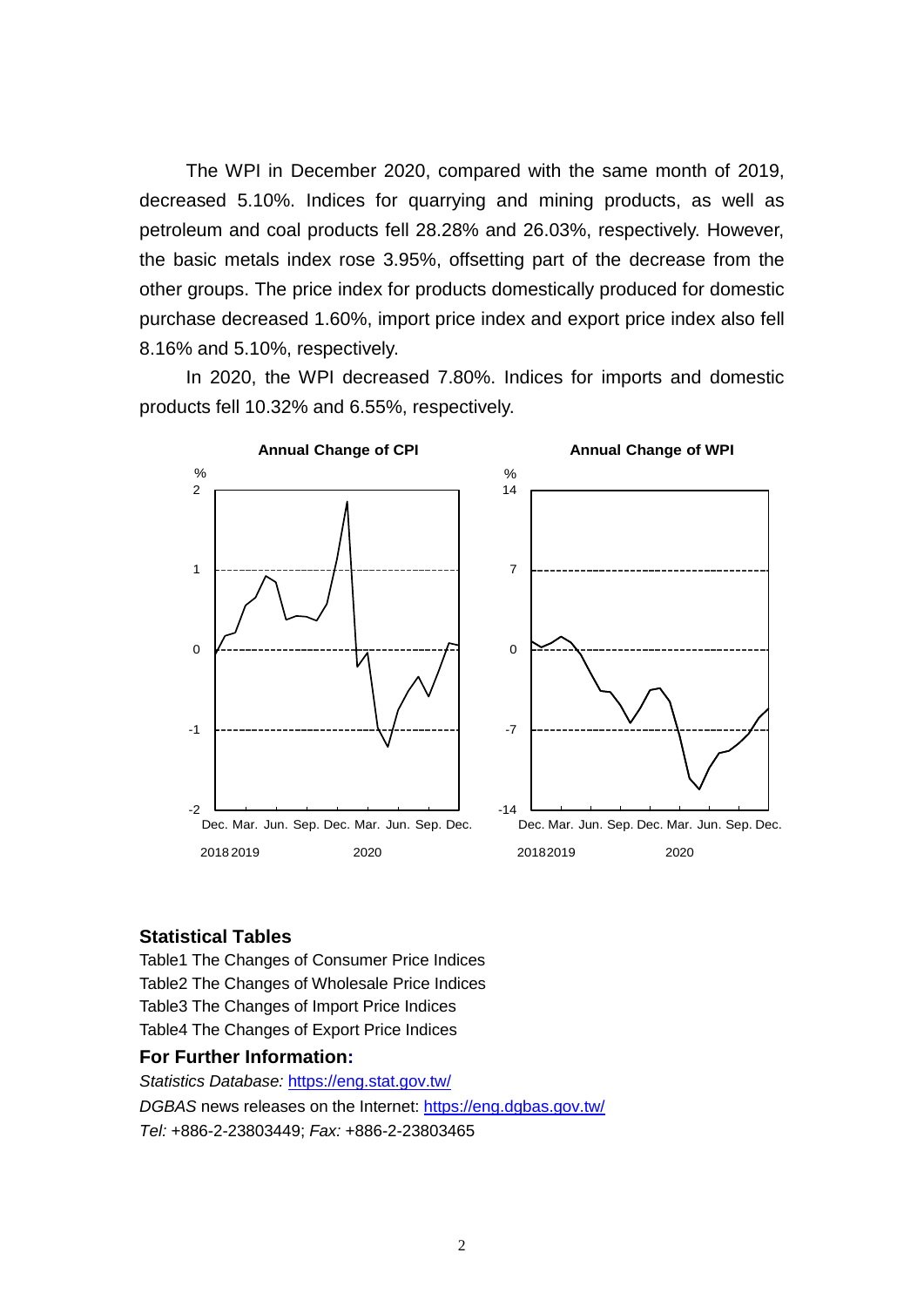The WPI in December 2020, compared with the same month of 2019, decreased 5.10%. Indices for quarrying and mining products, as well as petroleum and coal products fell 28.28% and 26.03%, respectively. However, the basic metals index rose 3.95%, offsetting part of the decrease from the other groups. The price index for products domestically produced for domestic purchase decreased 1.60%, import price index and export price index also fell 8.16% and 5.10%, respectively.

In 2020, the WPI decreased 7.80%. Indices for imports and domestic products fell 10.32% and 6.55%, respectively.

**Annual Change of CPI**

%
2
1
0
-1
-2

Dec. Mar. Jun. Sep. Dec. Mar. Jun. Sep. Dec.
2018 2019 2020

**Annual Change of WPI**

%
14
7
0
-7
-14

Dec. Mar. Jun. Sep. Dec. Mar. Jun. Sep. Dec.
2018 2019 2020

### Statistical Tables

Table1 The Changes of Consumer Price Indices
Table2 The Changes of Wholesale Price Indices
Table3 The Changes of Import Price Indices
Table4 The Changes of Export Price Indices

### For Further Information:

*Statistics Database:* https://eng.stat.gov.tw/
*DGBAS* news releases on the Internet: https://eng.dgbas.gov.tw/
*Tel:* +886-2-23803449; *Fax:* +886-2-23803465